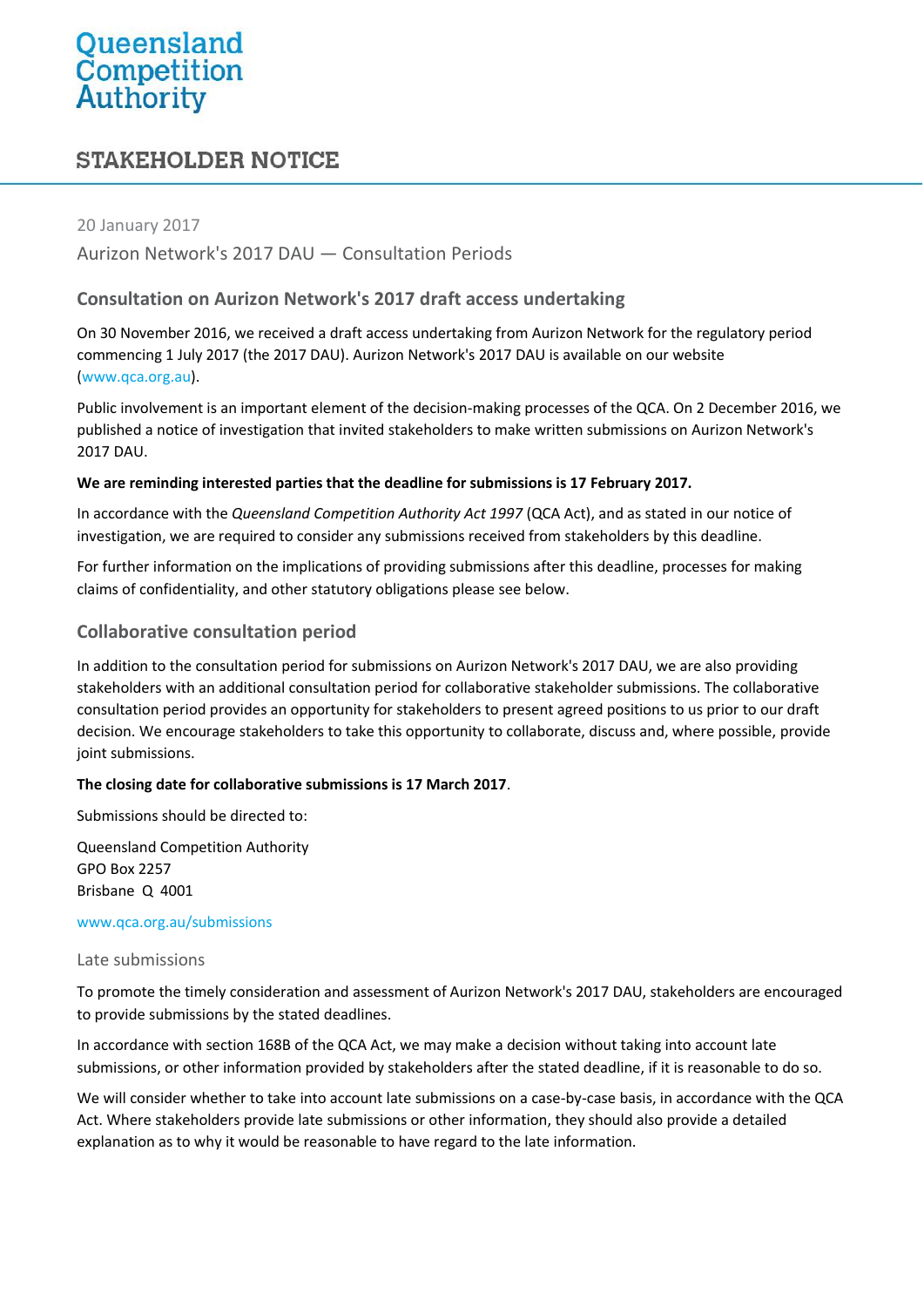Queensland Competition Authority

# STAKEHOLDER NOTICE

20 January 2017

Aurizon Network's 2017 DAU — Consultation Periods

## Consultation on Aurizon Network's 2017 draft access undertaking

On 30 November 2016, we received a draft access undertaking from Aurizon Network for the regulatory period commencing 1 July 2017 (the 2017 DAU). Aurizon Network's 2017 DAU is available on our website (www.qca.org.au).

Public involvement is an important element of the decision-making processes of the QCA. On 2 December 2016, we published a notice of investigation that invited stakeholders to make written submissions on Aurizon Network's 2017 DAU.

**We are reminding interested parties that the deadline for submissions is 17 February 2017.**

In accordance with the *Queensland Competition Authority Act 1997* (QCA Act), and as stated in our notice of investigation, we are required to consider any submissions received from stakeholders by this deadline.

For further information on the implications of providing submissions after this deadline, processes for making claims of confidentiality, and other statutory obligations please see below.

## Collaborative consultation period

In addition to the consultation period for submissions on Aurizon Network's 2017 DAU, we are also providing stakeholders with an additional consultation period for collaborative stakeholder submissions. The collaborative consultation period provides an opportunity for stakeholders to present agreed positions to us prior to our draft decision. We encourage stakeholders to take this opportunity to collaborate, discuss and, where possible, provide joint submissions.

**The closing date for collaborative submissions is 17 March 2017**.

Submissions should be directed to:

Queensland Competition Authority
GPO Box 2257
Brisbane Q 4001

www.qca.org.au/submissions

### Late submissions

To promote the timely consideration and assessment of Aurizon Network's 2017 DAU, stakeholders are encouraged to provide submissions by the stated deadlines.

In accordance with section 168B of the QCA Act, we may make a decision without taking into account late submissions, or other information provided by stakeholders after the stated deadline, if it is reasonable to do so.

We will consider whether to take into account late submissions on a case-by-case basis, in accordance with the QCA Act. Where stakeholders provide late submissions or other information, they should also provide a detailed explanation as to why it would be reasonable to have regard to the late information.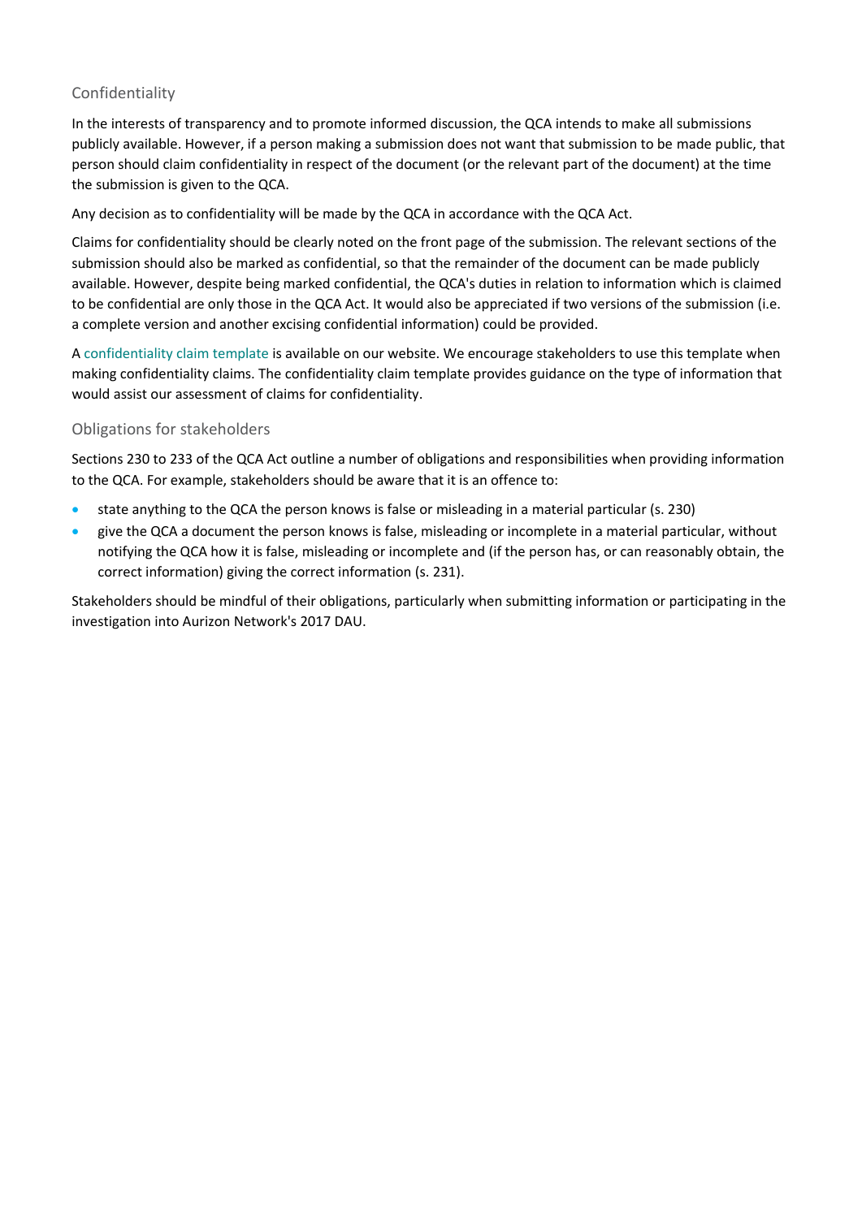## Confidentiality

In the interests of transparency and to promote informed discussion, the QCA intends to make all submissions publicly available. However, if a person making a submission does not want that submission to be made public, that person should claim confidentiality in respect of the document (or the relevant part of the document) at the time the submission is given to the QCA.

Any decision as to confidentiality will be made by the QCA in accordance with the QCA Act.

Claims for confidentiality should be clearly noted on the front page of the submission. The relevant sections of the submission should also be marked as confidential, so that the remainder of the document can be made publicly available. However, despite being marked confidential, the QCA's duties in relation to information which is claimed to be confidential are only those in the QCA Act. It would also be appreciated if two versions of the submission (i.e. a complete version and another excising confidential information) could be provided.

A confidentiality claim template is available on our website. We encourage stakeholders to use this template when making confidentiality claims. The confidentiality claim template provides guidance on the type of information that would assist our assessment of claims for confidentiality.

## Obligations for stakeholders

Sections 230 to 233 of the QCA Act outline a number of obligations and responsibilities when providing information to the QCA. For example, stakeholders should be aware that it is an offence to:

- state anything to the QCA the person knows is false or misleading in a material particular (s. 230)
- give the QCA a document the person knows is false, misleading or incomplete in a material particular, without notifying the QCA how it is false, misleading or incomplete and (if the person has, or can reasonably obtain, the correct information) giving the correct information (s. 231).

Stakeholders should be mindful of their obligations, particularly when submitting information or participating in the investigation into Aurizon Network's 2017 DAU.